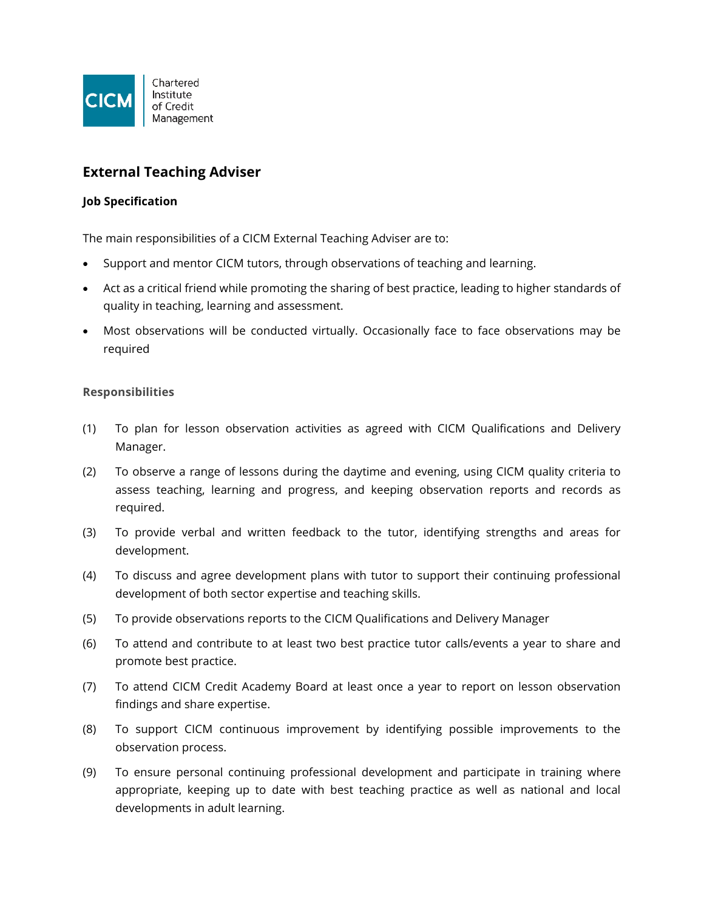Chartered Institute of Credit Management

# External Teaching Adviser

**Job Specification**

The main responsibilities of a CICM External Teaching Adviser are to:

- Support and mentor CICM tutors, through observations of teaching and learning.
- Act as a critical friend while promoting the sharing of best practice, leading to higher standards of quality in teaching, learning and assessment.
- Most observations will be conducted virtually. Occasionally face to face observations may be required

## Responsibilities

(1) To plan for lesson observation activities as agreed with CICM Qualifications and Delivery Manager.

(2) To observe a range of lessons during the daytime and evening, using CICM quality criteria to assess teaching, learning and progress, and keeping observation reports and records as required.

(3) To provide verbal and written feedback to the tutor, identifying strengths and areas for development.

(4) To discuss and agree development plans with tutor to support their continuing professional development of both sector expertise and teaching skills.

(5) To provide observations reports to the CICM Qualifications and Delivery Manager

(6) To attend and contribute to at least two best practice tutor calls/events a year to share and promote best practice.

(7) To attend CICM Credit Academy Board at least once a year to report on lesson observation findings and share expertise.

(8) To support CICM continuous improvement by identifying possible improvements to the observation process.

(9) To ensure personal continuing professional development and participate in training where appropriate, keeping up to date with best teaching practice as well as national and local developments in adult learning.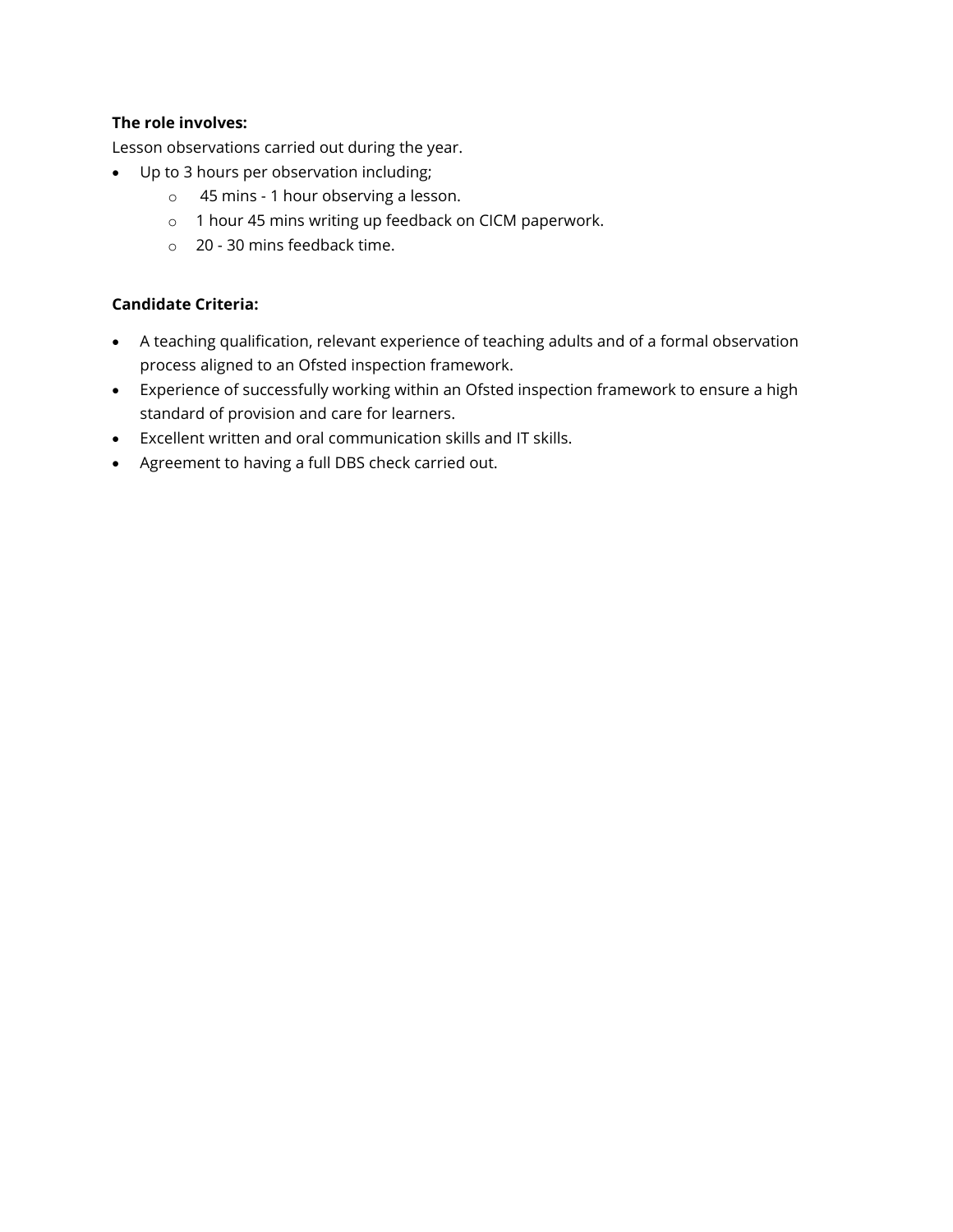**The role involves:**

Lesson observations carried out during the year.

- Up to 3 hours per observation including;
  - 45 mins - 1 hour observing a lesson.
  - 1 hour 45 mins writing up feedback on CICM paperwork.
  - 20 - 30 mins feedback time.

**Candidate Criteria:**

- A teaching qualification, relevant experience of teaching adults and of a formal observation process aligned to an Ofsted inspection framework.
- Experience of successfully working within an Ofsted inspection framework to ensure a high standard of provision and care for learners.
- Excellent written and oral communication skills and IT skills.
- Agreement to having a full DBS check carried out.